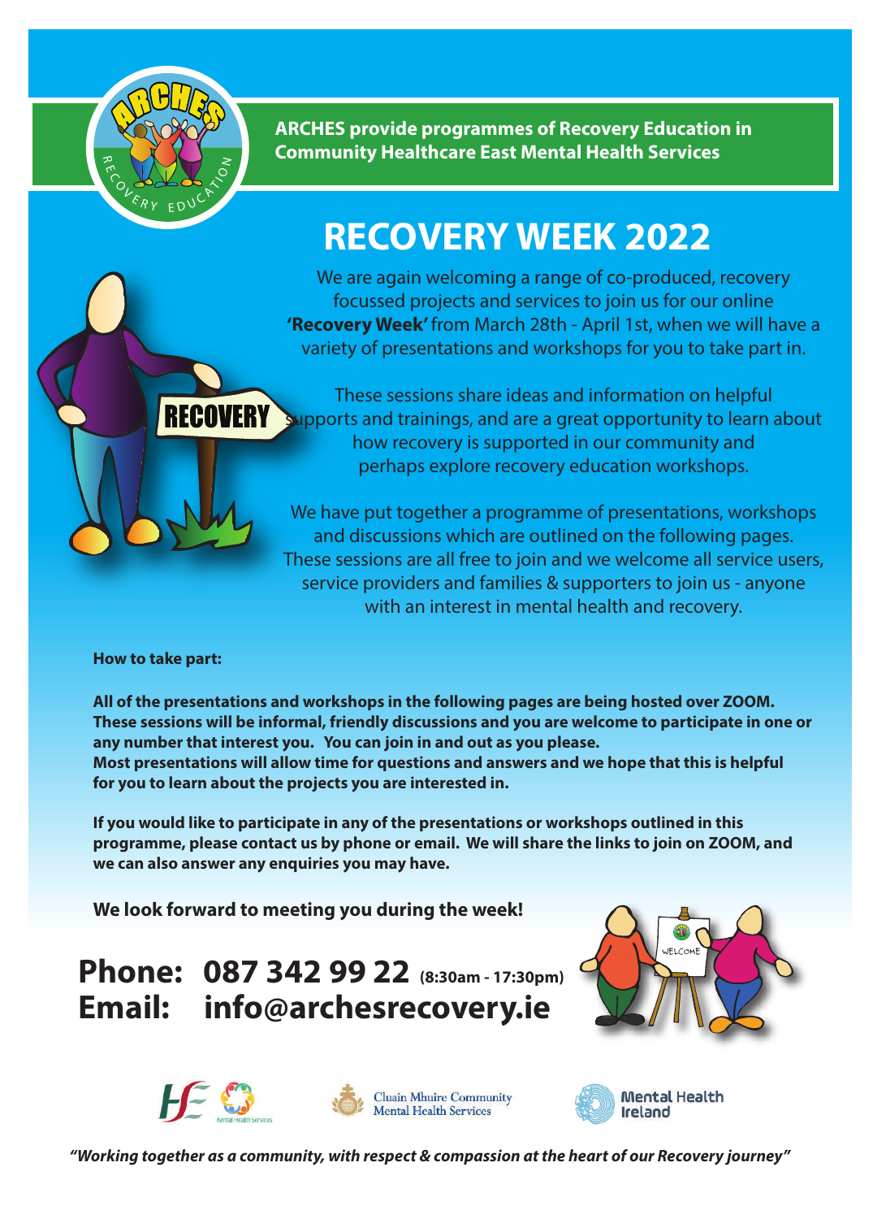**ARCHES provide programmes of Recovery Education in Community Healthcare East Mental Health Services**

# RECOVERY WEEK 2022

We are again welcoming a range of co-produced, recovery focussed projects and services to join us for our online **'Recovery Week'** from March 28th - April 1st, when we will have a variety of presentations and workshops for you to take part in.

These sessions share ideas and information on helpful supports and trainings, and are a great opportunity to learn about how recovery is supported in our community and perhaps explore recovery education workshops.

We have put together a programme of presentations, workshops and discussions which are outlined on the following pages. These sessions are all free to join and we welcome all service users, service providers and families & supporters to join us - anyone with an interest in mental health and recovery.

**How to take part:**

**All of the presentations and workshops in the following pages are being hosted over ZOOM. These sessions will be informal, friendly discussions and you are welcome to participate in one or any number that interest you. You can join in and out as you please. Most presentations will allow time for questions and answers and we hope that this is helpful for you to learn about the projects you are interested in.**

**If you would like to participate in any of the presentations or workshops outlined in this programme, please contact us by phone or email. We will share the links to join on ZOOM, and we can also answer any enquiries you may have.**

**We look forward to meeting you during the week!**

**Phone: 087 342 99 22** (8:30am - 17:30pm)
**Email: info@archesrecovery.ie**

*"Working together as a community, with respect & compassion at the heart of our Recovery journey"*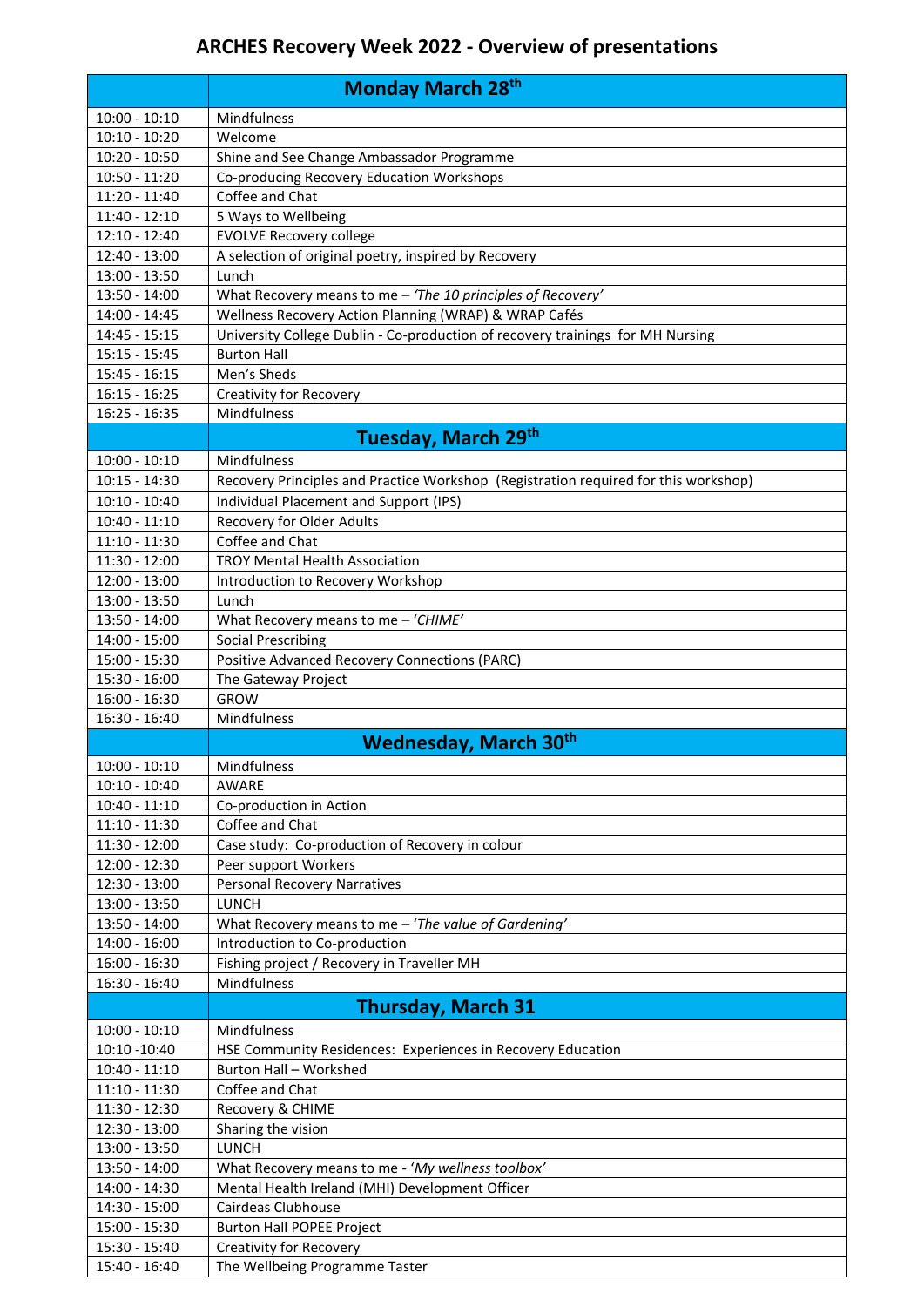# ARCHES Recovery Week 2022 - Overview of presentations

| | **Monday March 28th** |
|---|---|
| 10:00 - 10:10 | Mindfulness |
| 10:10 - 10:20 | Welcome |
| 10:20 - 10:50 | Shine and See Change Ambassador Programme |
| 10:50 - 11:20 | Co-producing Recovery Education Workshops |
| 11:20 - 11:40 | Coffee and Chat |
| 11:40 - 12:10 | 5 Ways to Wellbeing |
| 12:10 - 12:40 | EVOLVE Recovery college |
| 12:40 - 13:00 | A selection of original poetry, inspired by Recovery |
| 13:00 - 13:50 | Lunch |
| 13:50 - 14:00 | What Recovery means to me – *'The 10 principles of Recovery'* |
| 14:00 - 14:45 | Wellness Recovery Action Planning (WRAP) & WRAP Cafés |
| 14:45 - 15:15 | University College Dublin - Co-production of recovery trainings for MH Nursing |
| 15:15 - 15:45 | Burton Hall |
| 15:45 - 16:15 | Men's Sheds |
| 16:15 - 16:25 | Creativity for Recovery |
| 16:25 - 16:35 | Mindfulness |
| | **Tuesday, March 29th** |
| 10:00 - 10:10 | Mindfulness |
| 10:15 - 14:30 | Recovery Principles and Practice Workshop (Registration required for this workshop) |
| 10:10 - 10:40 | Individual Placement and Support (IPS) |
| 10:40 - 11:10 | Recovery for Older Adults |
| 11:10 - 11:30 | Coffee and Chat |
| 11:30 - 12:00 | TROY Mental Health Association |
| 12:00 - 13:00 | Introduction to Recovery Workshop |
| 13:00 - 13:50 | Lunch |
| 13:50 - 14:00 | What Recovery means to me – *'CHIME'* |
| 14:00 - 15:00 | Social Prescribing |
| 15:00 - 15:30 | Positive Advanced Recovery Connections (PARC) |
| 15:30 - 16:00 | The Gateway Project |
| 16:00 - 16:30 | GROW |
| 16:30 - 16:40 | Mindfulness |
| | **Wednesday, March 30th** |
| 10:00 - 10:10 | Mindfulness |
| 10:10 - 10:40 | AWARE |
| 10:40 - 11:10 | Co-production in Action |
| 11:10 - 11:30 | Coffee and Chat |
| 11:30 - 12:00 | Case study: Co-production of Recovery in colour |
| 12:00 - 12:30 | Peer support Workers |
| 12:30 - 13:00 | Personal Recovery Narratives |
| 13:00 - 13:50 | LUNCH |
| 13:50 - 14:00 | What Recovery means to me – *'The value of Gardening'* |
| 14:00 - 16:00 | Introduction to Co-production |
| 16:00 - 16:30 | Fishing project / Recovery in Traveller MH |
| 16:30 - 16:40 | Mindfulness |
| | **Thursday, March 31** |
| 10:00 - 10:10 | Mindfulness |
| 10:10 -10:40 | HSE Community Residences: Experiences in Recovery Education |
| 10:40 - 11:10 | Burton Hall – Workshed |
| 11:10 - 11:30 | Coffee and Chat |
| 11:30 - 12:30 | Recovery & CHIME |
| 12:30 - 13:00 | Sharing the vision |
| 13:00 - 13:50 | LUNCH |
| 13:50 - 14:00 | What Recovery means to me - *'My wellness toolbox'* |
| 14:00 - 14:30 | Mental Health Ireland (MHI) Development Officer |
| 14:30 - 15:00 | Cairdeas Clubhouse |
| 15:00 - 15:30 | Burton Hall POPEE Project |
| 15:30 - 15:40 | Creativity for Recovery |
| 15:40 - 16:40 | The Wellbeing Programme Taster |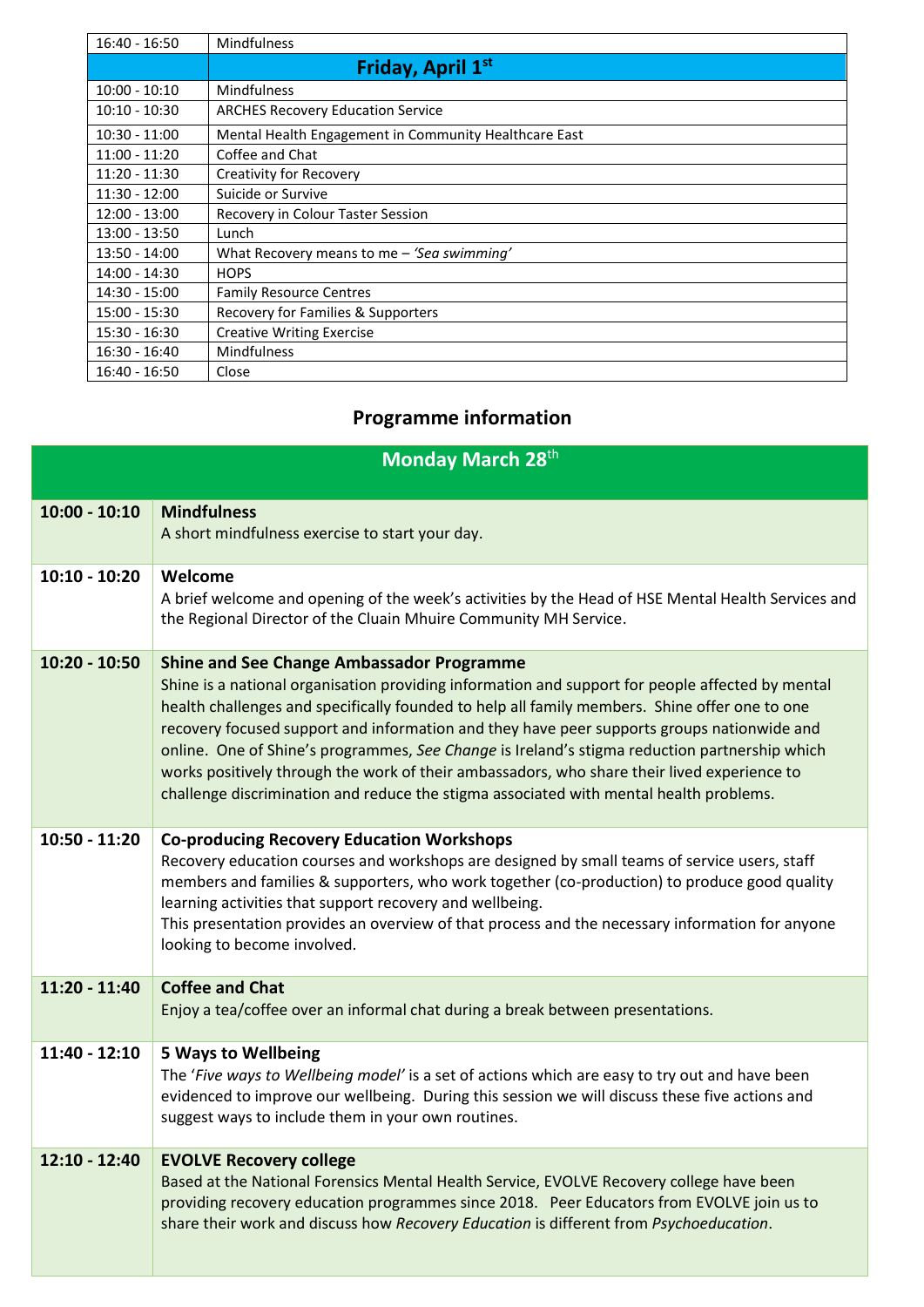| | |
|---|---|
| 16:40 - 16:50 | Mindfulness |
| | **Friday, April 1st** |
| 10:00 - 10:10 | Mindfulness |
| 10:10 - 10:30 | ARCHES Recovery Education Service |
| 10:30 - 11:00 | Mental Health Engagement in Community Healthcare East |
| 11:00 - 11:20 | Coffee and Chat |
| 11:20 - 11:30 | Creativity for Recovery |
| 11:30 - 12:00 | Suicide or Survive |
| 12:00 - 13:00 | Recovery in Colour Taster Session |
| 13:00 - 13:50 | Lunch |
| 13:50 - 14:00 | What Recovery means to me – *'Sea swimming'* |
| 14:00 - 14:30 | HOPS |
| 14:30 - 15:00 | Family Resource Centres |
| 15:00 - 15:30 | Recovery for Families & Supporters |
| 15:30 - 16:30 | Creative Writing Exercise |
| 16:30 - 16:40 | Mindfulness |
| 16:40 - 16:50 | Close |

## Programme information

| | **Monday March 28th** |
|---|---|
| **10:00 - 10:10** | **Mindfulness**<br>A short mindfulness exercise to start your day. |
| **10:10 - 10:20** | **Welcome**<br>A brief welcome and opening of the week's activities by the Head of HSE Mental Health Services and the Regional Director of the Cluain Mhuire Community MH Service. |
| **10:20 - 10:50** | **Shine and See Change Ambassador Programme**<br>Shine is a national organisation providing information and support for people affected by mental health challenges and specifically founded to help all family members. Shine offer one to one recovery focused support and information and they have peer supports groups nationwide and online. One of Shine's programmes, *See Change* is Ireland's stigma reduction partnership which works positively through the work of their ambassadors, who share their lived experience to challenge discrimination and reduce the stigma associated with mental health problems. |
| **10:50 - 11:20** | **Co-producing Recovery Education Workshops**<br>Recovery education courses and workshops are designed by small teams of service users, staff members and families & supporters, who work together (co-production) to produce good quality learning activities that support recovery and wellbeing.<br>This presentation provides an overview of that process and the necessary information for anyone looking to become involved. |
| **11:20 - 11:40** | **Coffee and Chat**<br>Enjoy a tea/coffee over an informal chat during a break between presentations. |
| **11:40 - 12:10** | **5 Ways to Wellbeing**<br>The '*Five ways to Wellbeing model'* is a set of actions which are easy to try out and have been evidenced to improve our wellbeing. During this session we will discuss these five actions and suggest ways to include them in your own routines. |
| **12:10 - 12:40** | **EVOLVE Recovery college**<br>Based at the National Forensics Mental Health Service, EVOLVE Recovery college have been providing recovery education programmes since 2018. Peer Educators from EVOLVE join us to share their work and discuss how *Recovery Education* is different from *Psychoeducation*. |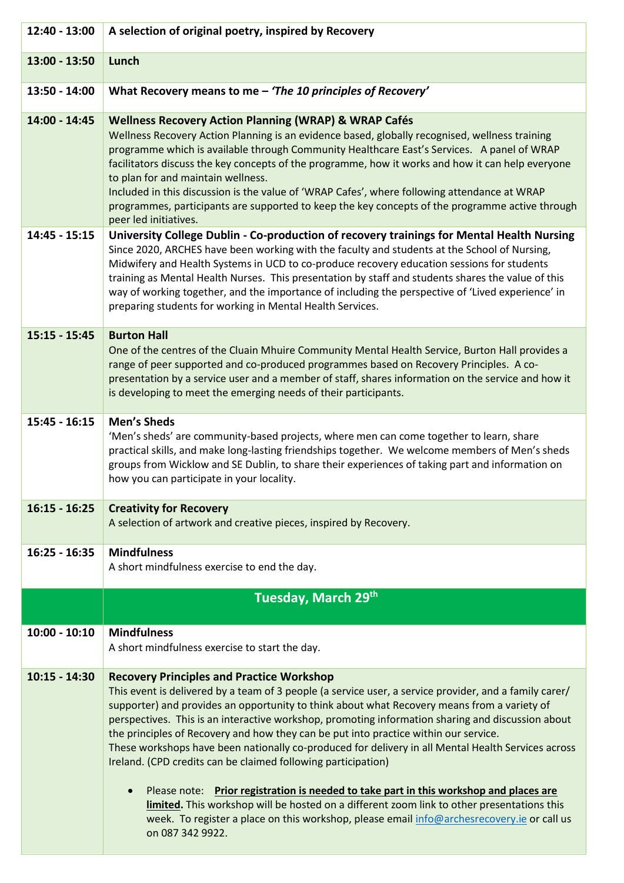| | |
|---|---|
| 12:40 - 13:00 | **A selection of original poetry, inspired by Recovery** |
| 13:00 - 13:50 | **Lunch** |
| 13:50 - 14:00 | **What Recovery means to me – *'The 10 principles of Recovery'*** |
| 14:00 - 14:45 | **Wellness Recovery Action Planning (WRAP) & WRAP Cafés**<br>Wellness Recovery Action Planning is an evidence based, globally recognised, wellness training programme which is available through Community Healthcare East's Services. A panel of WRAP facilitators discuss the key concepts of the programme, how it works and how it can help everyone to plan for and maintain wellness.<br>Included in this discussion is the value of 'WRAP Cafes', where following attendance at WRAP programmes, participants are supported to keep the key concepts of the programme active through peer led initiatives. |
| 14:45 - 15:15 | **University College Dublin - Co-production of recovery trainings for Mental Health Nursing**<br>Since 2020, ARCHES have been working with the faculty and students at the School of Nursing, Midwifery and Health Systems in UCD to co-produce recovery education sessions for students training as Mental Health Nurses. This presentation by staff and students shares the value of this way of working together, and the importance of including the perspective of 'Lived experience' in preparing students for working in Mental Health Services. |
| 15:15 - 15:45 | **Burton Hall**<br>One of the centres of the Cluain Mhuire Community Mental Health Service, Burton Hall provides a range of peer supported and co-produced programmes based on Recovery Principles. A co-presentation by a service user and a member of staff, shares information on the service and how it is developing to meet the emerging needs of their participants. |
| 15:45 - 16:15 | **Men's Sheds**<br>'Men's sheds' are community-based projects, where men can come together to learn, share practical skills, and make long-lasting friendships together. We welcome members of Men's sheds groups from Wicklow and SE Dublin, to share their experiences of taking part and information on how you can participate in your locality. |
| 16:15 - 16:25 | **Creativity for Recovery**<br>A selection of artwork and creative pieces, inspired by Recovery. |
| 16:25 - 16:35 | **Mindfulness**<br>A short mindfulness exercise to end the day. |
| | **Tuesday, March 29th** |
| 10:00 - 10:10 | **Mindfulness**<br>A short mindfulness exercise to start the day. |
| 10:15 - 14:30 | **Recovery Principles and Practice Workshop**<br>This event is delivered by a team of 3 people (a service user, a service provider, and a family carer/ supporter) and provides an opportunity to think about what Recovery means from a variety of perspectives. This is an interactive workshop, promoting information sharing and discussion about the principles of Recovery and how they can be put into practice within our service.<br>These workshops have been nationally co-produced for delivery in all Mental Health Services across Ireland. (CPD credits can be claimed following participation)<br>• Please note: **Prior registration is needed to take part in this workshop and places are limited.** This workshop will be hosted on a different zoom link to other presentations this week. To register a place on this workshop, please email info@archesrecovery.ie or call us on 087 342 9922. |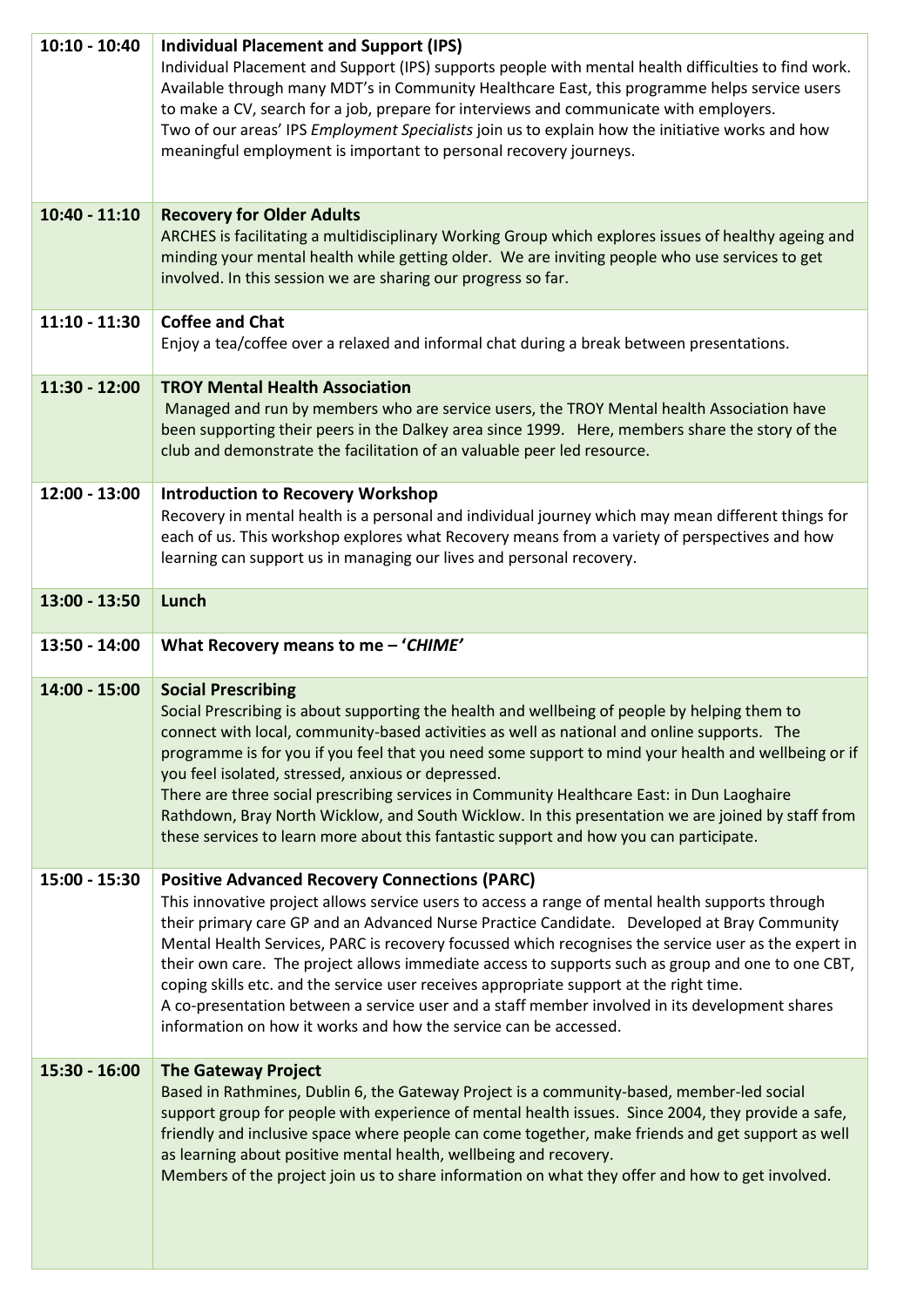| | |
|---|---|
| 10:10 - 10:40 | **Individual Placement and Support (IPS)**<br>Individual Placement and Support (IPS) supports people with mental health difficulties to find work. Available through many MDT's in Community Healthcare East, this programme helps service users to make a CV, search for a job, prepare for interviews and communicate with employers.<br>Two of our areas' IPS *Employment Specialists* join us to explain how the initiative works and how meaningful employment is important to personal recovery journeys. |
| 10:40 - 11:10 | **Recovery for Older Adults**<br>ARCHES is facilitating a multidisciplinary Working Group which explores issues of healthy ageing and minding your mental health while getting older. We are inviting people who use services to get involved. In this session we are sharing our progress so far. |
| 11:10 - 11:30 | **Coffee and Chat**<br>Enjoy a tea/coffee over a relaxed and informal chat during a break between presentations. |
| 11:30 - 12:00 | **TROY Mental Health Association**<br>Managed and run by members who are service users, the TROY Mental health Association have been supporting their peers in the Dalkey area since 1999. Here, members share the story of the club and demonstrate the facilitation of an valuable peer led resource. |
| 12:00 - 13:00 | **Introduction to Recovery Workshop**<br>Recovery in mental health is a personal and individual journey which may mean different things for each of us. This workshop explores what Recovery means from a variety of perspectives and how learning can support us in managing our lives and personal recovery. |
| 13:00 - 13:50 | **Lunch** |
| 13:50 - 14:00 | **What Recovery means to me – '*CHIME*'** |
| 14:00 - 15:00 | **Social Prescribing**<br>Social Prescribing is about supporting the health and wellbeing of people by helping them to connect with local, community-based activities as well as national and online supports. The programme is for you if you feel that you need some support to mind your health and wellbeing or if you feel isolated, stressed, anxious or depressed.<br>There are three social prescribing services in Community Healthcare East: in Dun Laoghaire Rathdown, Bray North Wicklow, and South Wicklow. In this presentation we are joined by staff from these services to learn more about this fantastic support and how you can participate. |
| 15:00 - 15:30 | **Positive Advanced Recovery Connections (PARC)**<br>This innovative project allows service users to access a range of mental health supports through their primary care GP and an Advanced Nurse Practice Candidate. Developed at Bray Community Mental Health Services, PARC is recovery focussed which recognises the service user as the expert in their own care. The project allows immediate access to supports such as group and one to one CBT, coping skills etc. and the service user receives appropriate support at the right time.<br>A co-presentation between a service user and a staff member involved in its development shares information on how it works and how the service can be accessed. |
| 15:30 - 16:00 | **The Gateway Project**<br>Based in Rathmines, Dublin 6, the Gateway Project is a community-based, member-led social support group for people with experience of mental health issues. Since 2004, they provide a safe, friendly and inclusive space where people can come together, make friends and get support as well as learning about positive mental health, wellbeing and recovery.<br>Members of the project join us to share information on what they offer and how to get involved. |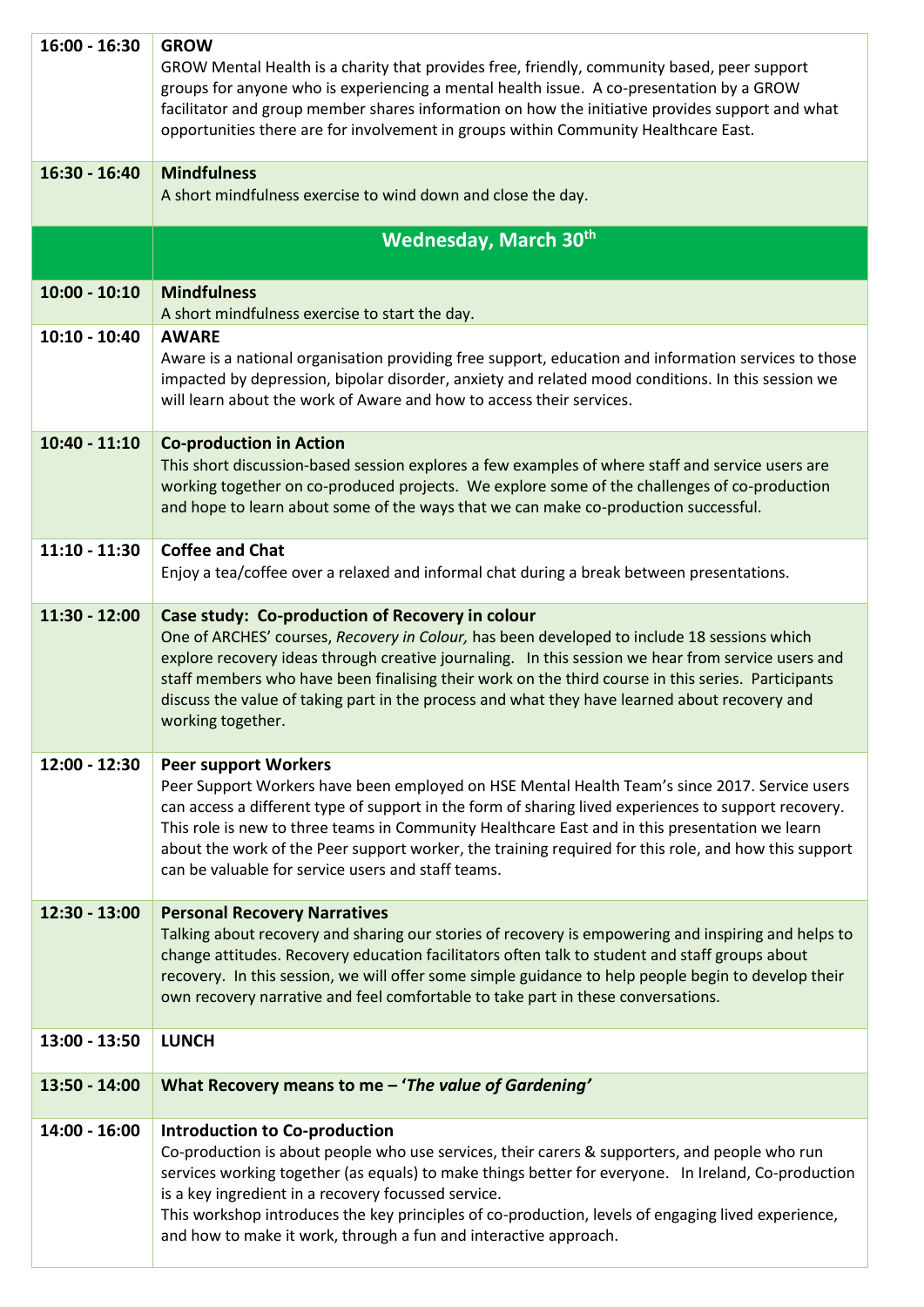| | |
|---|---|
| 16:00 - 16:30 | **GROW**<br>GROW Mental Health is a charity that provides free, friendly, community based, peer support groups for anyone who is experiencing a mental health issue. A co-presentation by a GROW facilitator and group member shares information on how the initiative provides support and what opportunities there are for involvement in groups within Community Healthcare East. |
| 16:30 - 16:40 | **Mindfulness**<br>A short mindfulness exercise to wind down and close the day. |
| | **Wednesday, March 30th** |
| 10:00 - 10:10 | **Mindfulness**<br>A short mindfulness exercise to start the day. |
| 10:10 - 10:40 | **AWARE**<br>Aware is a national organisation providing free support, education and information services to those impacted by depression, bipolar disorder, anxiety and related mood conditions. In this session we will learn about the work of Aware and how to access their services. |
| 10:40 - 11:10 | **Co-production in Action**<br>This short discussion-based session explores a few examples of where staff and service users are working together on co-produced projects. We explore some of the challenges of co-production and hope to learn about some of the ways that we can make co-production successful. |
| 11:10 - 11:30 | **Coffee and Chat**<br>Enjoy a tea/coffee over a relaxed and informal chat during a break between presentations. |
| 11:30 - 12:00 | **Case study: Co-production of Recovery in colour**<br>One of ARCHES' courses, *Recovery in Colour,* has been developed to include 18 sessions which explore recovery ideas through creative journaling. In this session we hear from service users and staff members who have been finalising their work on the third course in this series. Participants discuss the value of taking part in the process and what they have learned about recovery and working together. |
| 12:00 - 12:30 | **Peer support Workers**<br>Peer Support Workers have been employed on HSE Mental Health Team's since 2017. Service users can access a different type of support in the form of sharing lived experiences to support recovery. This role is new to three teams in Community Healthcare East and in this presentation we learn about the work of the Peer support worker, the training required for this role, and how this support can be valuable for service users and staff teams. |
| 12:30 - 13:00 | **Personal Recovery Narratives**<br>Talking about recovery and sharing our stories of recovery is empowering and inspiring and helps to change attitudes. Recovery education facilitators often talk to student and staff groups about recovery. In this session, we will offer some simple guidance to help people begin to develop their own recovery narrative and feel comfortable to take part in these conversations. |
| 13:00 - 13:50 | **LUNCH** |
| 13:50 - 14:00 | **What Recovery means to me – '*The value of Gardening*'** |
| 14:00 - 16:00 | **Introduction to Co-production**<br>Co-production is about people who use services, their carers & supporters, and people who run services working together (as equals) to make things better for everyone. In Ireland, Co-production is a key ingredient in a recovery focussed service.<br>This workshop introduces the key principles of co-production, levels of engaging lived experience, and how to make it work, through a fun and interactive approach. |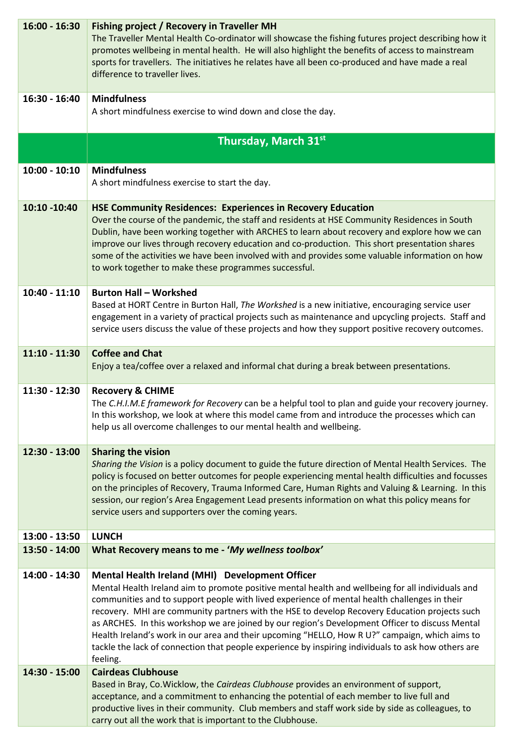| | |
|---|---|
| **16:00 - 16:30** | **Fishing project / Recovery in Traveller MH**<br>The Traveller Mental Health Co-ordinator will showcase the fishing futures project describing how it promotes wellbeing in mental health. He will also highlight the benefits of access to mainstream sports for travellers. The initiatives he relates have all been co-produced and have made a real difference to traveller lives. |
| **16:30 - 16:40** | **Mindfulness**<br>A short mindfulness exercise to wind down and close the day. |
| | **Thursday, March 31st** |
| **10:00 - 10:10** | **Mindfulness**<br>A short mindfulness exercise to start the day. |
| **10:10 -10:40** | **HSE Community Residences: Experiences in Recovery Education**<br>Over the course of the pandemic, the staff and residents at HSE Community Residences in South Dublin, have been working together with ARCHES to learn about recovery and explore how we can improve our lives through recovery education and co-production. This short presentation shares some of the activities we have been involved with and provides some valuable information on how to work together to make these programmes successful. |
| **10:40 - 11:10** | **Burton Hall – Workshed**<br>Based at HORT Centre in Burton Hall, *The Workshed* is a new initiative, encouraging service user engagement in a variety of practical projects such as maintenance and upcycling projects. Staff and service users discuss the value of these projects and how they support positive recovery outcomes. |
| **11:10 - 11:30** | **Coffee and Chat**<br>Enjoy a tea/coffee over a relaxed and informal chat during a break between presentations. |
| **11:30 - 12:30** | **Recovery & CHIME**<br>The *C.H.I.M.E framework for Recovery* can be a helpful tool to plan and guide your recovery journey. In this workshop, we look at where this model came from and introduce the processes which can help us all overcome challenges to our mental health and wellbeing. |
| **12:30 - 13:00** | **Sharing the vision**<br>*Sharing the Vision* is a policy document to guide the future direction of Mental Health Services. The policy is focused on better outcomes for people experiencing mental health difficulties and focusses on the principles of Recovery, Trauma Informed Care, Human Rights and Valuing & Learning. In this session, our region's Area Engagement Lead presents information on what this policy means for service users and supporters over the coming years. |
| **13:00 - 13:50** | **LUNCH** |
| **13:50 - 14:00** | **What Recovery means to me - '*My wellness toolbox*'** |
| **14:00 - 14:30** | **Mental Health Ireland (MHI) Development Officer**<br>Mental Health Ireland aim to promote positive mental health and wellbeing for all individuals and communities and to support people with lived experience of mental health challenges in their recovery. MHI are community partners with the HSE to develop Recovery Education projects such as ARCHES. In this workshop we are joined by our region's Development Officer to discuss Mental Health Ireland's work in our area and their upcoming "HELLO, How R U?" campaign, which aims to tackle the lack of connection that people experience by inspiring individuals to ask how others are feeling. |
| **14:30 - 15:00** | **Cairdeas Clubhouse**<br>Based in Bray, Co.Wicklow, the *Cairdeas Clubhouse* provides an environment of support, acceptance, and a commitment to enhancing the potential of each member to live full and productive lives in their community. Club members and staff work side by side as colleagues, to carry out all the work that is important to the Clubhouse. |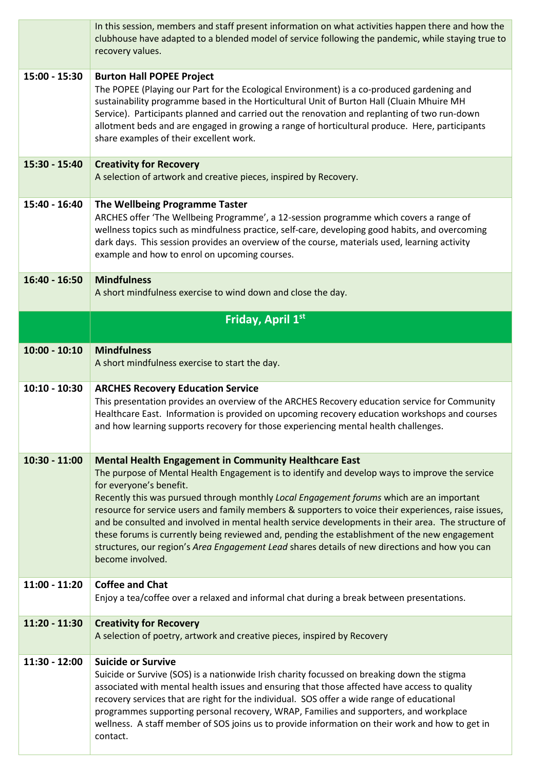| Time | Session |
|---|---|
| | In this session, members and staff present information on what activities happen there and how the clubhouse have adapted to a blended model of service following the pandemic, while staying true to recovery values. |
| 15:00 - 15:30 | **Burton Hall POPEE Project**<br>The POPEE (Playing our Part for the Ecological Environment) is a co-produced gardening and sustainability programme based in the Horticultural Unit of Burton Hall (Cluain Mhuire MH Service). Participants planned and carried out the renovation and replanting of two run-down allotment beds and are engaged in growing a range of horticultural produce. Here, participants share examples of their excellent work. |
| 15:30 - 15:40 | **Creativity for Recovery**<br>A selection of artwork and creative pieces, inspired by Recovery. |
| 15:40 - 16:40 | **The Wellbeing Programme Taster**<br>ARCHES offer 'The Wellbeing Programme', a 12-session programme which covers a range of wellness topics such as mindfulness practice, self-care, developing good habits, and overcoming dark days. This session provides an overview of the course, materials used, learning activity example and how to enrol on upcoming courses. |
| 16:40 - 16:50 | **Mindfulness**<br>A short mindfulness exercise to wind down and close the day. |
| | **Friday, April 1st** |
| 10:00 - 10:10 | **Mindfulness**<br>A short mindfulness exercise to start the day. |
| 10:10 - 10:30 | **ARCHES Recovery Education Service**<br>This presentation provides an overview of the ARCHES Recovery education service for Community Healthcare East. Information is provided on upcoming recovery education workshops and courses and how learning supports recovery for those experiencing mental health challenges. |
| 10:30 - 11:00 | **Mental Health Engagement in Community Healthcare East**<br>The purpose of Mental Health Engagement is to identify and develop ways to improve the service for everyone's benefit.<br>Recently this was pursued through monthly *Local Engagement forums* which are an important resource for service users and family members & supporters to voice their experiences, raise issues, and be consulted and involved in mental health service developments in their area. The structure of these forums is currently being reviewed and, pending the establishment of the new engagement structures, our region's *Area Engagement Lead* shares details of new directions and how you can become involved. |
| 11:00 - 11:20 | **Coffee and Chat**<br>Enjoy a tea/coffee over a relaxed and informal chat during a break between presentations. |
| 11:20 - 11:30 | **Creativity for Recovery**<br>A selection of poetry, artwork and creative pieces, inspired by Recovery |
| 11:30 - 12:00 | **Suicide or Survive**<br>Suicide or Survive (SOS) is a nationwide Irish charity focussed on breaking down the stigma associated with mental health issues and ensuring that those affected have access to quality recovery services that are right for the individual. SOS offer a wide range of educational programmes supporting personal recovery, WRAP, Families and supporters, and workplace wellness. A staff member of SOS joins us to provide information on their work and how to get in contact. |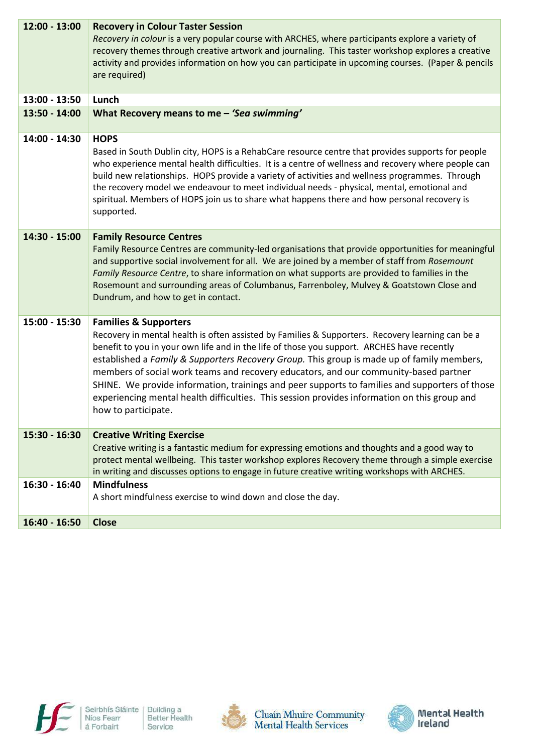| | |
|---|---|
| **12:00 - 13:00** | **Recovery in Colour Taster Session**<br>*Recovery in colour* is a very popular course with ARCHES, where participants explore a variety of recovery themes through creative artwork and journaling. This taster workshop explores a creative activity and provides information on how you can participate in upcoming courses. (Paper & pencils are required) |
| **13:00 - 13:50** | **Lunch** |
| **13:50 - 14:00** | **What Recovery means to me – *'Sea swimming'*** |
| **14:00 - 14:30** | **HOPS**<br>Based in South Dublin city, HOPS is a RehabCare resource centre that provides supports for people who experience mental health difficulties. It is a centre of wellness and recovery where people can build new relationships. HOPS provide a variety of activities and wellness programmes. Through the recovery model we endeavour to meet individual needs - physical, mental, emotional and spiritual. Members of HOPS join us to share what happens there and how personal recovery is supported. |
| **14:30 - 15:00** | **Family Resource Centres**<br>Family Resource Centres are community-led organisations that provide opportunities for meaningful and supportive social involvement for all. We are joined by a member of staff from *Rosemount Family Resource Centre*, to share information on what supports are provided to families in the Rosemount and surrounding areas of Columbanus, Farrenboley, Mulvey & Goatstown Close and Dundrum, and how to get in contact. |
| **15:00 - 15:30** | **Families & Supporters**<br>Recovery in mental health is often assisted by Families & Supporters. Recovery learning can be a benefit to you in your own life and in the life of those you support. ARCHES have recently established a *Family & Supporters Recovery Group.* This group is made up of family members, members of social work teams and recovery educators, and our community-based partner SHINE. We provide information, trainings and peer supports to families and supporters of those experiencing mental health difficulties. This session provides information on this group and how to participate. |
| **15:30 - 16:30** | **Creative Writing Exercise**<br>Creative writing is a fantastic medium for expressing emotions and thoughts and a good way to protect mental wellbeing. This taster workshop explores Recovery theme through a simple exercise in writing and discusses options to engage in future creative writing workshops with ARCHES. |
| **16:30 - 16:40** | **Mindfulness**<br>A short mindfulness exercise to wind down and close the day. |
| **16:40 - 16:50** | **Close** |

Seirbhís Sláinte Níos Fearr á Forbairt | Building a Better Health Service

Cluain Mhuire Community Mental Health Services

Mental Health Ireland